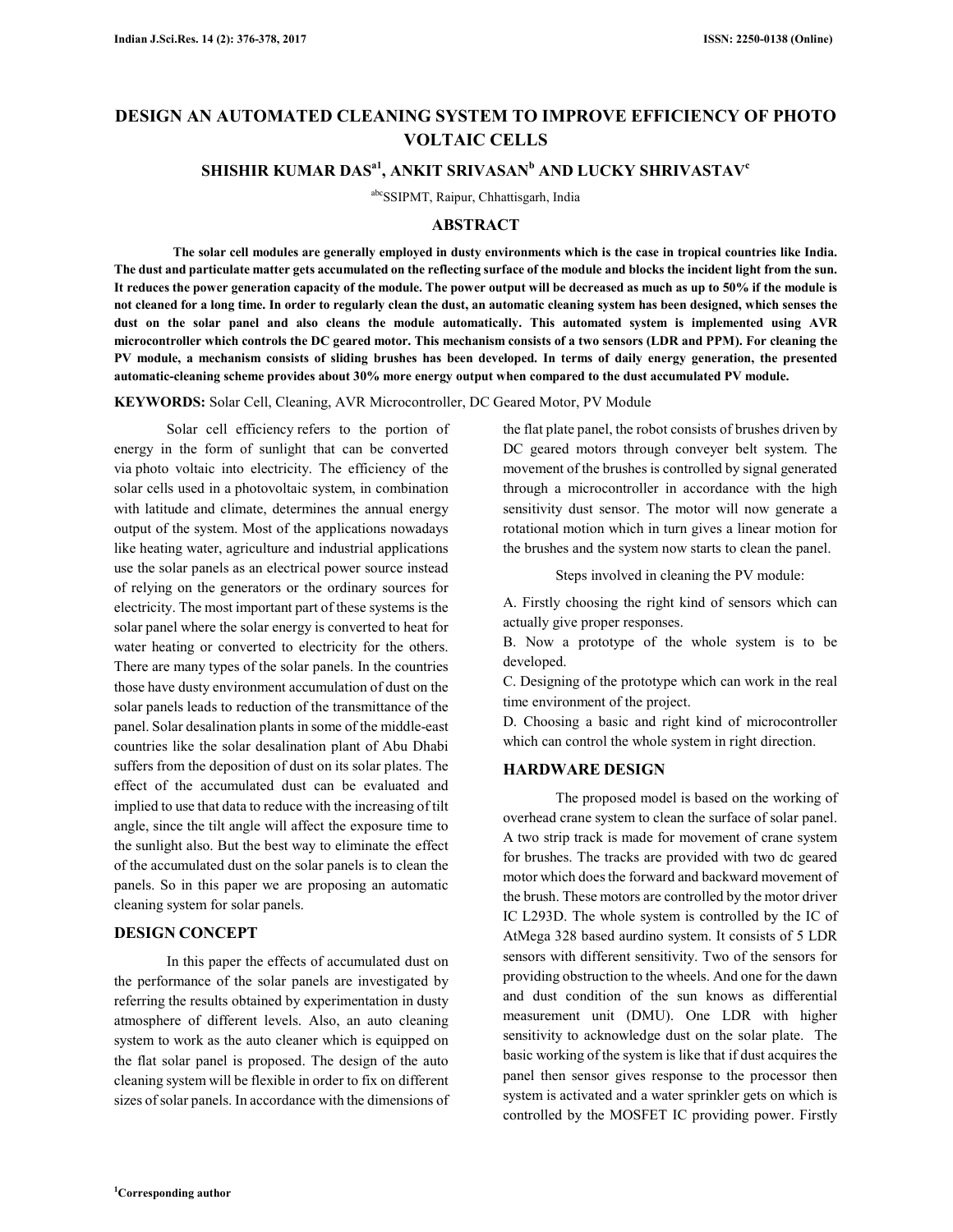# DESIGN AN AUTOMATED CLEANING SYSTEM TO IMPROVE EFFICIENCY OF PHOTO VOLTAIC CELLS

**SHISHIR KUMAR DAS[a1], ANKIT SRIVASAN[b] AND LUCKY SHRIVASTAV[c]**

[abc]SSIPMT, Raipur, Chhattisgarh, India

## ABSTRACT

**The solar cell modules are generally employed in dusty environments which is the case in tropical countries like India. The dust and particulate matter gets accumulated on the reflecting surface of the module and blocks the incident light from the sun. It reduces the power generation capacity of the module. The power output will be decreased as much as up to 50% if the module is not cleaned for a long time. In order to regularly clean the dust, an automatic cleaning system has been designed, which senses the dust on the solar panel and also cleans the module automatically. This automated system is implemented using AVR microcontroller which controls the DC geared motor. This mechanism consists of a two sensors (LDR and PPM). For cleaning the PV module, a mechanism consists of sliding brushes has been developed. In terms of daily energy generation, the presented automatic-cleaning scheme provides about 30% more energy output when compared to the dust accumulated PV module.**

**KEYWORDS:** Solar Cell, Cleaning, AVR Microcontroller, DC Geared Motor, PV Module

Solar cell efficiency refers to the portion of energy in the form of sunlight that can be converted via photo voltaic into electricity. The efficiency of the solar cells used in a photovoltaic system, in combination with latitude and climate, determines the annual energy output of the system. Most of the applications nowadays like heating water, agriculture and industrial applications use the solar panels as an electrical power source instead of relying on the generators or the ordinary sources for electricity. The most important part of these systems is the solar panel where the solar energy is converted to heat for water heating or converted to electricity for the others. There are many types of the solar panels. In the countries those have dusty environment accumulation of dust on the solar panels leads to reduction of the transmittance of the panel. Solar desalination plants in some of the middle-east countries like the solar desalination plant of Abu Dhabi suffers from the deposition of dust on its solar plates. The effect of the accumulated dust can be evaluated and implied to use that data to reduce with the increasing of tilt angle, since the tilt angle will affect the exposure time to the sunlight also. But the best way to eliminate the effect of the accumulated dust on the solar panels is to clean the panels. So in this paper we are proposing an automatic cleaning system for solar panels.

## DESIGN CONCEPT

In this paper the effects of accumulated dust on the performance of the solar panels are investigated by referring the results obtained by experimentation in dusty atmosphere of different levels. Also, an auto cleaning system to work as the auto cleaner which is equipped on the flat solar panel is proposed. The design of the auto cleaning system will be flexible in order to fix on different sizes of solar panels. In accordance with the dimensions of the flat plate panel, the robot consists of brushes driven by DC geared motors through conveyer belt system. The movement of the brushes is controlled by signal generated through a microcontroller in accordance with the high sensitivity dust sensor. The motor will now generate a rotational motion which in turn gives a linear motion for the brushes and the system now starts to clean the panel.

Steps involved in cleaning the PV module:

A. Firstly choosing the right kind of sensors which can actually give proper responses.

B. Now a prototype of the whole system is to be developed.

C. Designing of the prototype which can work in the real time environment of the project.

D. Choosing a basic and right kind of microcontroller which can control the whole system in right direction.

## HARDWARE DESIGN

The proposed model is based on the working of overhead crane system to clean the surface of solar panel. A two strip track is made for movement of crane system for brushes. The tracks are provided with two dc geared motor which does the forward and backward movement of the brush. These motors are controlled by the motor driver IC L293D. The whole system is controlled by the IC of AtMega 328 based aurdino system. It consists of 5 LDR sensors with different sensitivity. Two of the sensors for providing obstruction to the wheels. And one for the dawn and dust condition of the sun knows as differential measurement unit (DMU). One LDR with higher sensitivity to acknowledge dust on the solar plate. The basic working of the system is like that if dust acquires the panel then sensor gives response to the processor then system is activated and a water sprinkler gets on which is controlled by the MOSFET IC providing power. Firstly

[1]Corresponding author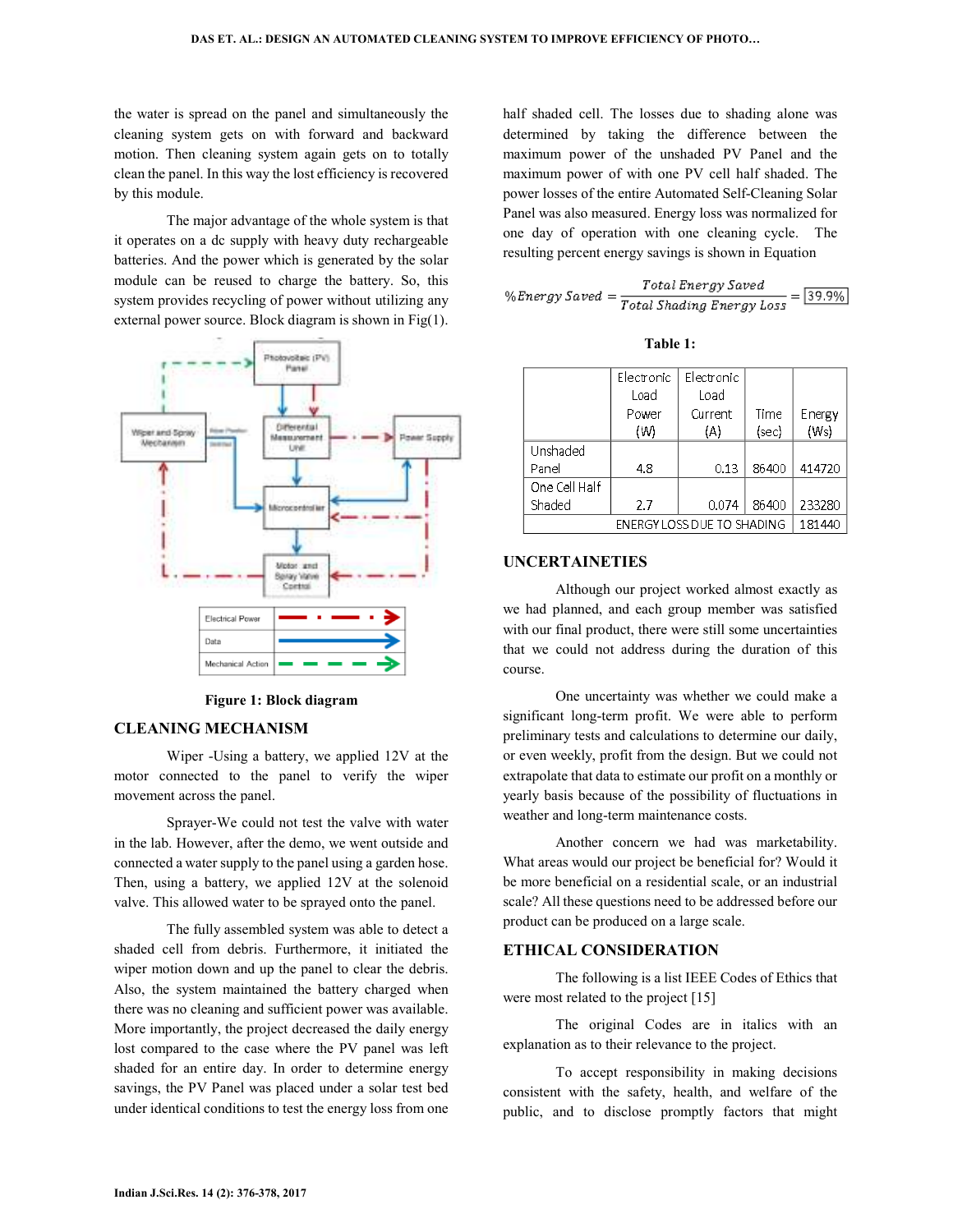the water is spread on the panel and simultaneously the cleaning system gets on with forward and backward motion. Then cleaning system again gets on to totally clean the panel. In this way the lost efficiency is recovered by this module.

The major advantage of the whole system is that it operates on a dc supply with heavy duty rechargeable batteries. And the power which is generated by the solar module can be reused to charge the battery. So, this system provides recycling of power without utilizing any external power source. Block diagram is shown in Fig(1).

Figure 1: Block diagram

## CLEANING MECHANISM

Wiper -Using a battery, we applied 12V at the motor connected to the panel to verify the wiper movement across the panel.

Sprayer-We could not test the valve with water in the lab. However, after the demo, we went outside and connected a water supply to the panel using a garden hose. Then, using a battery, we applied 12V at the solenoid valve. This allowed water to be sprayed onto the panel.

The fully assembled system was able to detect a shaded cell from debris. Furthermore, it initiated the wiper motion down and up the panel to clear the debris. Also, the system maintained the battery charged when there was no cleaning and sufficient power was available. More importantly, the project decreased the daily energy lost compared to the case where the PV panel was left shaded for an entire day. In order to determine energy savings, the PV Panel was placed under a solar test bed under identical conditions to test the energy loss from one half shaded cell. The losses due to shading alone was determined by taking the difference between the maximum power of the unshaded PV Panel and the maximum power of with one PV cell half shaded. The power losses of the entire Automated Self-Cleaning Solar Panel was also measured. Energy loss was normalized for one day of operation with one cleaning cycle. The resulting percent energy savings is shown in Equation

$$\%Energy\ Saved = \frac{Total\ Energy\ Saved}{Total\ Shading\ Energy\ Loss} = \boxed{39.9\%}$$

**Table 1:**

| | Electronic Load Power (W) | Electronic Load Current (A) | Time (sec) | Energy (Ws) |
|---|---|---|---|---|
| Unshaded Panel | 4.8 | 0.13 | 86400 | 414720 |
| One Cell Half Shaded | 2.7 | 0.074 | 86400 | 233280 |
| ENERGY LOSS DUE TO SHADING | | | | 181440 |

## UNCERTAINETIES

Although our project worked almost exactly as we had planned, and each group member was satisfied with our final product, there were still some uncertainties that we could not address during the duration of this course.

One uncertainty was whether we could make a significant long-term profit. We were able to perform preliminary tests and calculations to determine our daily, or even weekly, profit from the design. But we could not extrapolate that data to estimate our profit on a monthly or yearly basis because of the possibility of fluctuations in weather and long-term maintenance costs.

Another concern we had was marketability. What areas would our project be beneficial for? Would it be more beneficial on a residential scale, or an industrial scale? All these questions need to be addressed before our product can be produced on a large scale.

## ETHICAL CONSIDERATION

The following is a list IEEE Codes of Ethics that were most related to the project [15]

The original Codes are in italics with an explanation as to their relevance to the project.

To accept responsibility in making decisions consistent with the safety, health, and welfare of the public, and to disclose promptly factors that might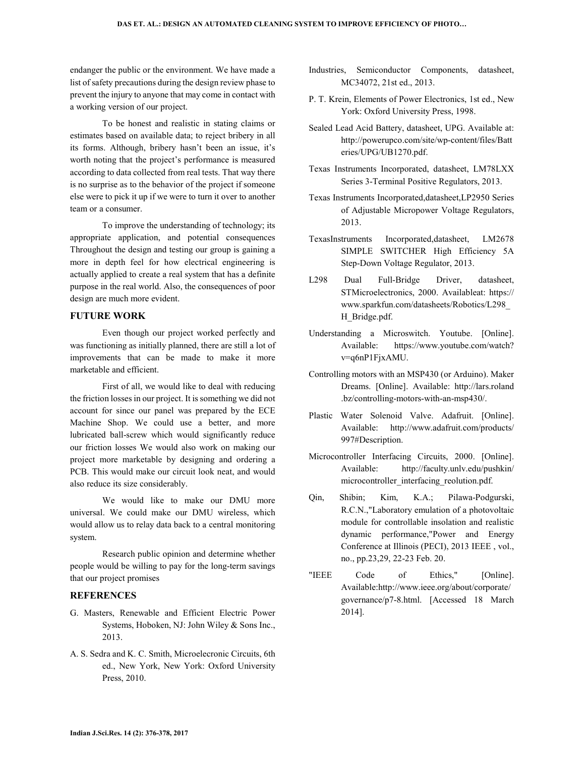endanger the public or the environment. We have made a list of safety precautions during the design review phase to prevent the injury to anyone that may come in contact with a working version of our project.

To be honest and realistic in stating claims or estimates based on available data; to reject bribery in all its forms. Although, bribery hasn't been an issue, it's worth noting that the project's performance is measured according to data collected from real tests. That way there is no surprise as to the behavior of the project if someone else were to pick it up if we were to turn it over to another team or a consumer.

To improve the understanding of technology; its appropriate application, and potential consequences Throughout the design and testing our group is gaining a more in depth feel for how electrical engineering is actually applied to create a real system that has a definite purpose in the real world. Also, the consequences of poor design are much more evident.

## FUTURE WORK

Even though our project worked perfectly and was functioning as initially planned, there are still a lot of improvements that can be made to make it more marketable and efficient.

First of all, we would like to deal with reducing the friction losses in our project. It is something we did not account for since our panel was prepared by the ECE Machine Shop. We could use a better, and more lubricated ball-screw which would significantly reduce our friction losses We would also work on making our project more marketable by designing and ordering a PCB. This would make our circuit look neat, and would also reduce its size considerably.

We would like to make our DMU more universal. We could make our DMU wireless, which would allow us to relay data back to a central monitoring system.

Research public opinion and determine whether people would be willing to pay for the long-term savings that our project promises

## REFERENCES

G. Masters, Renewable and Efficient Electric Power Systems, Hoboken, NJ: John Wiley & Sons Inc., 2013.

A. S. Sedra and K. C. Smith, Microelecronic Circuits, 6th ed., New York, New York: Oxford University Press, 2010.

Industries, Semiconductor Components, datasheet, MC34072, 21st ed., 2013.

P. T. Krein, Elements of Power Electronics, 1st ed., New York: Oxford University Press, 1998.

Sealed Lead Acid Battery, datasheet, UPG. Available at: http://powerupco.com/site/wp-content/files/Batteries/UPG/UB1270.pdf.

Texas Instruments Incorporated, datasheet, LM78LXX Series 3-Terminal Positive Regulators, 2013.

Texas Instruments Incorporated,datasheet,LP2950 Series of Adjustable Micropower Voltage Regulators, 2013.

TexasInstruments Incorporated,datasheet, LM2678 SIMPLE SWITCHER High Efficiency 5A Step-Down Voltage Regulator, 2013.

L298 Dual Full-Bridge Driver, datasheet, STMicroelectronics, 2000. Availableat: https://www.sparkfun.com/datasheets/Robotics/L298_H_Bridge.pdf.

Understanding a Microswitch. Youtube. [Online]. Available: https://www.youtube.com/watch?v=q6nP1FjxAMU.

Controlling motors with an MSP430 (or Arduino). Maker Dreams. [Online]. Available: http://lars.roland.bz/controlling-motors-with-an-msp430/.

Plastic Water Solenoid Valve. Adafruit. [Online]. Available: http://www.adafruit.com/products/997#Description.

Microcontroller Interfacing Circuits, 2000. [Online]. Available: http://faculty.unlv.edu/pushkin/microcontroller_interfacing_reolution.pdf.

Qin, Shibin; Kim, K.A.; Pilawa-Podgurski, R.C.N.,"Laboratory emulation of a photovoltaic module for controllable insolation and realistic dynamic performance,"Power and Energy Conference at Illinois (PECI), 2013 IEEE , vol., no., pp.23,29, 22-23 Feb. 20.

"IEEE Code of Ethics," [Online]. Available:http://www.ieee.org/about/corporate/governance/p7-8.html. [Accessed 18 March 2014].